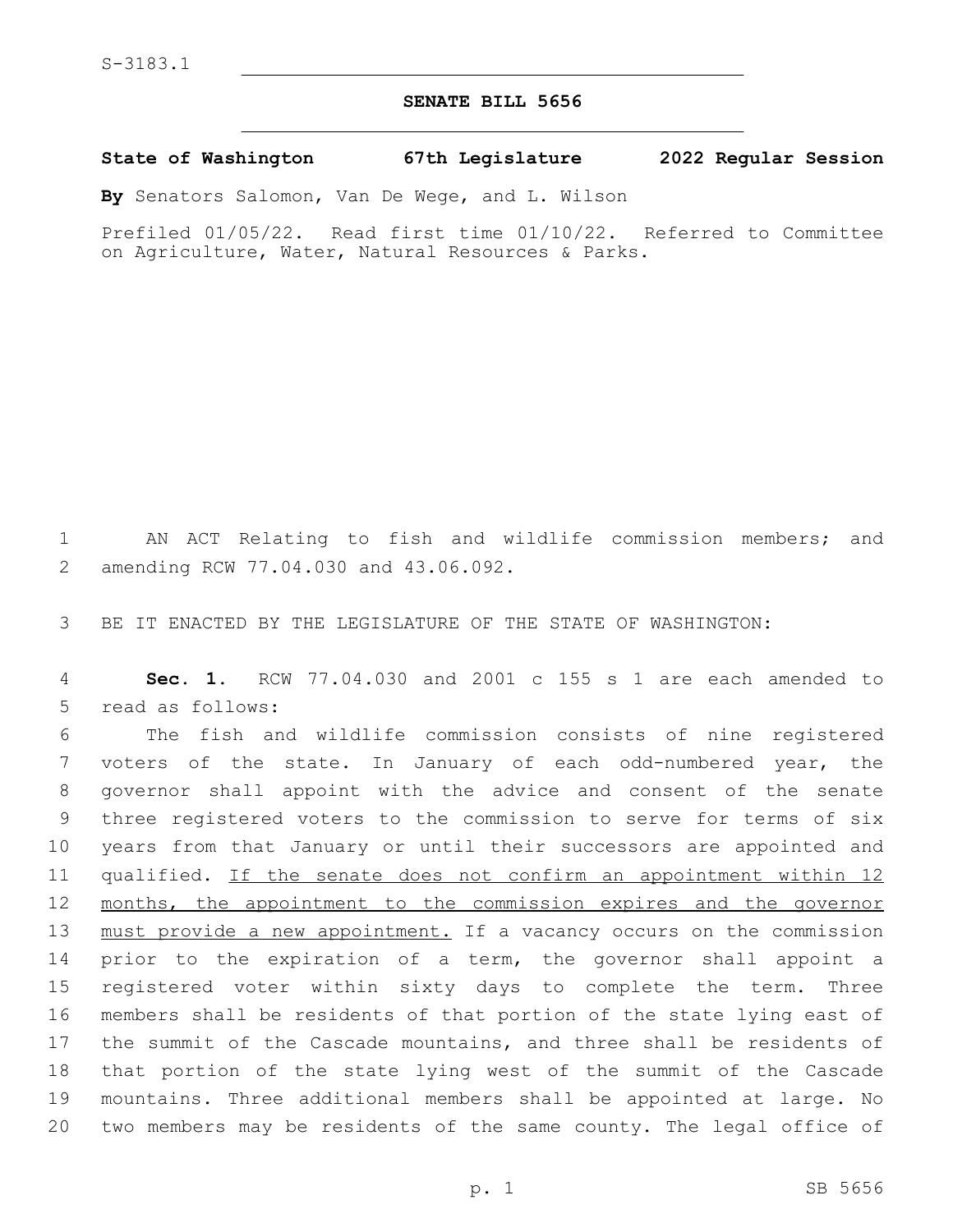S-3183.1

# SENATE BILL 5656

**State of Washington 67th Legislature 2022 Regular Session**

**By** Senators Salomon, Van De Wege, and L. Wilson

Prefiled 01/05/22. Read first time 01/10/22. Referred to Committee on Agriculture, Water, Natural Resources & Parks.

AN ACT Relating to fish and wildlife commission members; and amending RCW 77.04.030 and 43.06.092.

BE IT ENACTED BY THE LEGISLATURE OF THE STATE OF WASHINGTON:

**Sec. 1.** RCW 77.04.030 and 2001 c 155 s 1 are each amended to read as follows:

The fish and wildlife commission consists of nine registered voters of the state. In January of each odd-numbered year, the governor shall appoint with the advice and consent of the senate three registered voters to the commission to serve for terms of six years from that January or until their successors are appointed and qualified. <u>If the senate does not confirm an appointment within 12 months, the appointment to the commission expires and the governor must provide a new appointment.</u> If a vacancy occurs on the commission prior to the expiration of a term, the governor shall appoint a registered voter within sixty days to complete the term. Three members shall be residents of that portion of the state lying east of the summit of the Cascade mountains, and three shall be residents of that portion of the state lying west of the summit of the Cascade mountains. Three additional members shall be appointed at large. No two members may be residents of the same county. The legal office of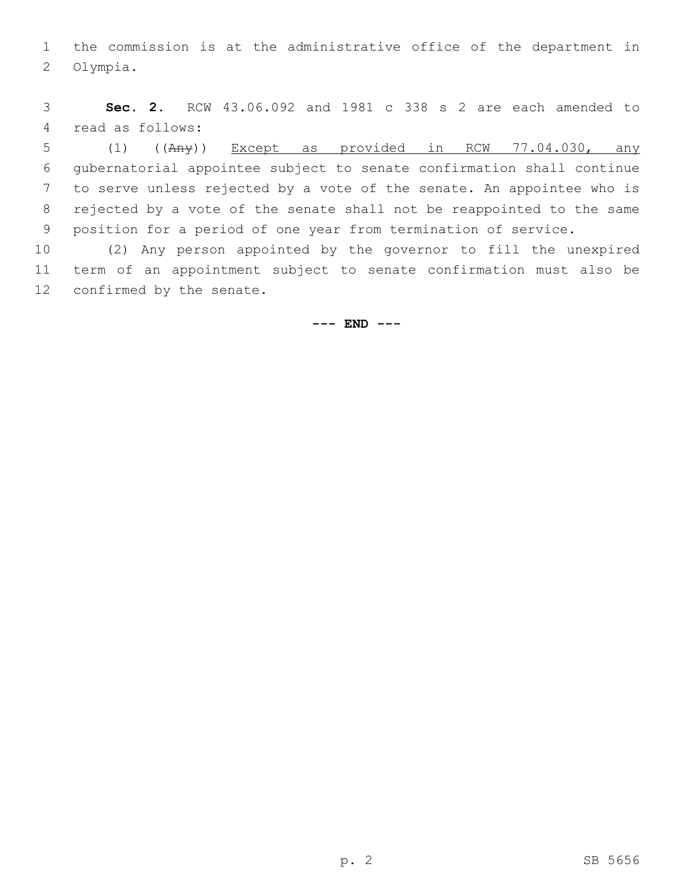the commission is at the administrative office of the department in Olympia.

**Sec. 2.** RCW 43.06.092 and 1981 c 338 s 2 are each amended to read as follows:

(1) ((~~Any~~)) <u>Except as provided in RCW 77.04.030, any</u> gubernatorial appointee subject to senate confirmation shall continue to serve unless rejected by a vote of the senate. An appointee who is rejected by a vote of the senate shall not be reappointed to the same position for a period of one year from termination of service.

(2) Any person appointed by the governor to fill the unexpired term of an appointment subject to senate confirmation must also be confirmed by the senate.

**--- END ---**